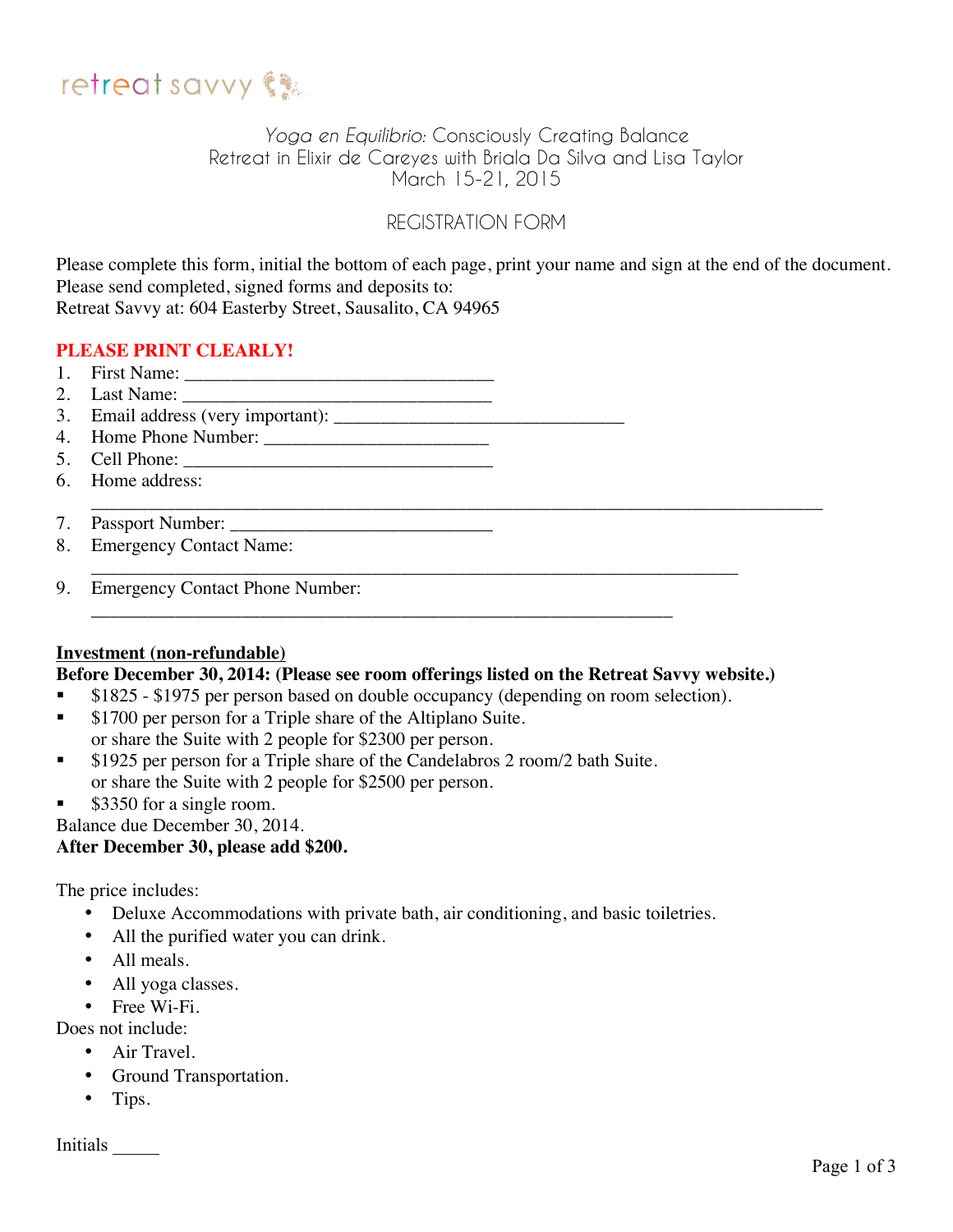retreat savvy

*Yoga en Equilibrio:* Consciously Creating Balance
Retreat in Elixir de Careyes with Briala Da Silva and Lisa Taylor
March 15-21, 2015

# REGISTRATION FORM

Please complete this form, initial the bottom of each page, print your name and sign at the end of the document.
Please send completed, signed forms and deposits to:
Retreat Savvy at: 604 Easterby Street, Sausalito, CA 94965

**PLEASE PRINT CLEARLY!**

1. First Name: ________________________________
2. Last Name: ________________________________
3. Email address (very important): ______________________________
4. Home Phone Number: _______________________
5. Cell Phone: ________________________________
6. Home address:
   ____________________________________________________________________________
7. Passport Number: ___________________________
8. Emergency Contact Name:
   ____________________________________________________________________
9. Emergency Contact Phone Number:
   ____________________________________________________________

**Investment (non-refundable)**

**Before December 30, 2014: (Please see room offerings listed on the Retreat Savvy website.)**

- $1825 - $1975 per person based on double occupancy (depending on room selection).
- $1700 per person for a Triple share of the Altiplano Suite.
  or share the Suite with 2 people for $2300 per person.
- $1925 per person for a Triple share of the Candelabros 2 room/2 bath Suite.
  or share the Suite with 2 people for $2500 per person.
- $3350 for a single room.

Balance due December 30, 2014.

**After December 30, please add $200.**

The price includes:

- Deluxe Accommodations with private bath, air conditioning, and basic toiletries.
- All the purified water you can drink.
- All meals.
- All yoga classes.
- Free Wi-Fi.

Does not include:

- Air Travel.
- Ground Transportation.
- Tips.

Initials _____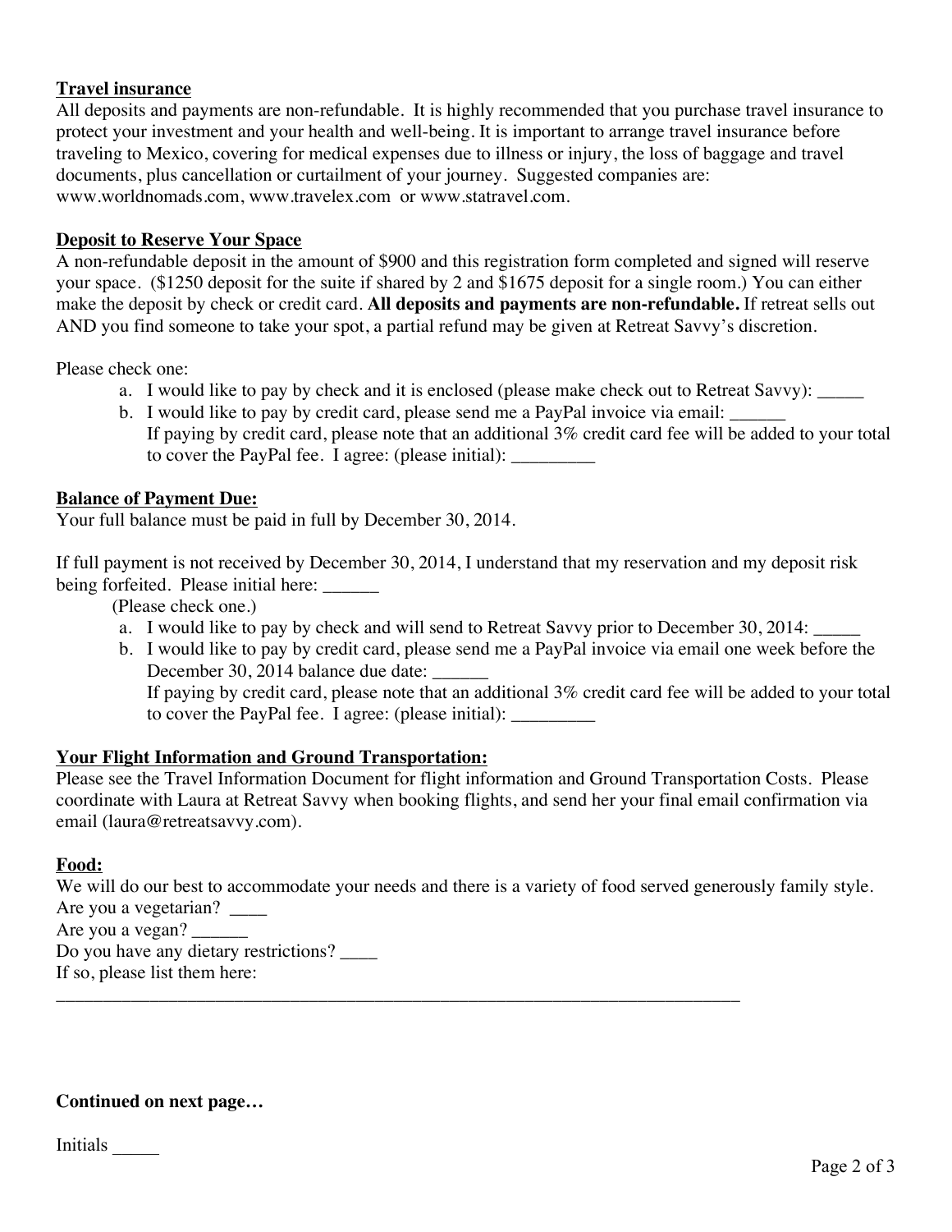**Travel insurance**

All deposits and payments are non-refundable. It is highly recommended that you purchase travel insurance to protect your investment and your health and well-being. It is important to arrange travel insurance before traveling to Mexico, covering for medical expenses due to illness or injury, the loss of baggage and travel documents, plus cancellation or curtailment of your journey. Suggested companies are: www.worldnomads.com, www.travelex.com or www.statravel.com.

**Deposit to Reserve Your Space**

A non-refundable deposit in the amount of $900 and this registration form completed and signed will reserve your space. ($1250 deposit for the suite if shared by 2 and $1675 deposit for a single room.) You can either make the deposit by check or credit card. **All deposits and payments are non-refundable.** If retreat sells out AND you find someone to take your spot, a partial refund may be given at Retreat Savvy's discretion.

Please check one:

a. I would like to pay by check and it is enclosed (please make check out to Retreat Savvy): _____
b. I would like to pay by credit card, please send me a PayPal invoice via email: ______
   If paying by credit card, please note that an additional 3% credit card fee will be added to your total to cover the PayPal fee. I agree: (please initial): _________

**Balance of Payment Due:**

Your full balance must be paid in full by December 30, 2014.

If full payment is not received by December 30, 2014, I understand that my reservation and my deposit risk being forfeited. Please initial here: ______

(Please check one.)

a. I would like to pay by check and will send to Retreat Savvy prior to December 30, 2014: _____
b. I would like to pay by credit card, please send me a PayPal invoice via email one week before the December 30, 2014 balance due date: ______
   If paying by credit card, please note that an additional 3% credit card fee will be added to your total to cover the PayPal fee. I agree: (please initial): _________

**Your Flight Information and Ground Transportation:**

Please see the Travel Information Document for flight information and Ground Transportation Costs. Please coordinate with Laura at Retreat Savvy when booking flights, and send her your final email confirmation via email (laura@retreatsavvy.com).

**Food:**

We will do our best to accommodate your needs and there is a variety of food served generously family style.
Are you a vegetarian? ____
Are you a vegan? ______
Do you have any dietary restrictions? ____
If so, please list them here:
_____________________________________________________________________________

**Continued on next page…**

Initials _____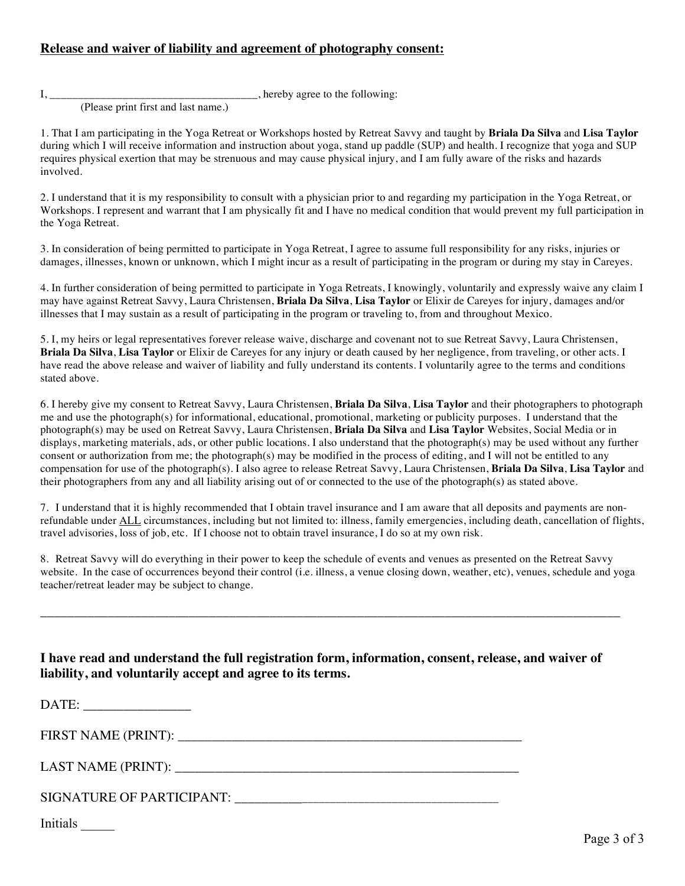**Release and waiver of liability and agreement of photography consent:**

I, ____________________________________, hereby agree to the following:
(Please print first and last name.)

1. That I am participating in the Yoga Retreat or Workshops hosted by Retreat Savvy and taught by **Briala Da Silva** and **Lisa Taylor** during which I will receive information and instruction about yoga, stand up paddle (SUP) and health. I recognize that yoga and SUP requires physical exertion that may be strenuous and may cause physical injury, and I am fully aware of the risks and hazards involved.

2. I understand that it is my responsibility to consult with a physician prior to and regarding my participation in the Yoga Retreat, or Workshops. I represent and warrant that I am physically fit and I have no medical condition that would prevent my full participation in the Yoga Retreat.

3. In consideration of being permitted to participate in Yoga Retreat, I agree to assume full responsibility for any risks, injuries or damages, illnesses, known or unknown, which I might incur as a result of participating in the program or during my stay in Careyes.

4. In further consideration of being permitted to participate in Yoga Retreats, I knowingly, voluntarily and expressly waive any claim I may have against Retreat Savvy, Laura Christensen, **Briala Da Silva**, **Lisa Taylor** or Elixir de Careyes for injury, damages and/or illnesses that I may sustain as a result of participating in the program or traveling to, from and throughout Mexico.

5. I, my heirs or legal representatives forever release waive, discharge and covenant not to sue Retreat Savvy, Laura Christensen, **Briala Da Silva**, **Lisa Taylor** or Elixir de Careyes for any injury or death caused by her negligence, from traveling, or other acts. I have read the above release and waiver of liability and fully understand its contents. I voluntarily agree to the terms and conditions stated above.

6. I hereby give my consent to Retreat Savvy, Laura Christensen, **Briala Da Silva**, **Lisa Taylor** and their photographers to photograph me and use the photograph(s) for informational, educational, promotional, marketing or publicity purposes. I understand that the photograph(s) may be used on Retreat Savvy, Laura Christensen, **Briala Da Silva** and **Lisa Taylor** Websites, Social Media or in displays, marketing materials, ads, or other public locations. I also understand that the photograph(s) may be used without any further consent or authorization from me; the photograph(s) may be modified in the process of editing, and I will not be entitled to any compensation for use of the photograph(s). I also agree to release Retreat Savvy, Laura Christensen, **Briala Da Silva**, **Lisa Taylor** and their photographers from any and all liability arising out of or connected to the use of the photograph(s) as stated above.

7. I understand that it is highly recommended that I obtain travel insurance and I am aware that all deposits and payments are non-refundable under ALL circumstances, including but not limited to: illness, family emergencies, including death, cancellation of flights, travel advisories, loss of job, etc. If I choose not to obtain travel insurance, I do so at my own risk.

8. Retreat Savvy will do everything in their power to keep the schedule of events and venues as presented on the Retreat Savvy website. In the case of occurrences beyond their control (i.e. illness, a venue closing down, weather, etc), venues, schedule and yoga teacher/retreat leader may be subject to change.

---

**I have read and understand the full registration form, information, consent, release, and waiver of liability, and voluntarily accept and agree to its terms.**

DATE: ________________

FIRST NAME (PRINT): ______________________________________________________

LAST NAME (PRINT): ______________________________________________________

SIGNATURE OF PARTICIPANT: ________________________________________

Initials _____